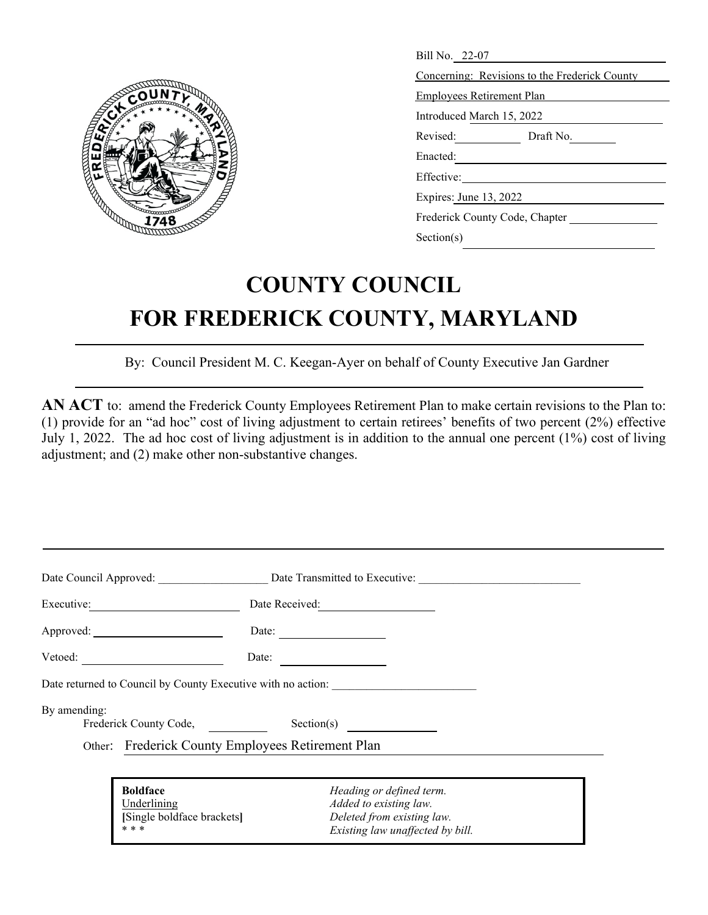Bill No. 22-07

Concerning: Revisions to the Frederick County Employees Retirement Plan

Introduced March 15, 2022

Revised: ____________ Draft No. ________

Enacted: ____________

Effective: ____________

Expires: June 13, 2022

Frederick County Code, Chapter ____________

Section(s) ____________

# COUNTY COUNCIL
# FOR FREDERICK COUNTY, MARYLAND

By: Council President M. C. Keegan-Ayer on behalf of County Executive Jan Gardner

**AN ACT** to: amend the Frederick County Employees Retirement Plan to make certain revisions to the Plan to: (1) provide for an "ad hoc" cost of living adjustment to certain retirees' benefits of two percent (2%) effective July 1, 2022. The ad hoc cost of living adjustment is in addition to the annual one percent (1%) cost of living adjustment; and (2) make other non-substantive changes.

Date Council Approved: ____________ Date Transmitted to Executive: ____________

Executive: ____________ Date Received: ____________

Approved: ____________ Date: ____________

Vetoed: ____________ Date: ____________

Date returned to Council by County Executive with no action: ____________

By amending:
Frederick County Code, ________ Section(s) ________
Other: Frederick County Employees Retirement Plan

| | |
|---|---|
| **Boldface** | *Heading or defined term.* |
| Underlining | *Added to existing law.* |
| **[**Single boldface brackets**]** | *Deleted from existing law.* |
| * * * | *Existing law unaffected by bill.* |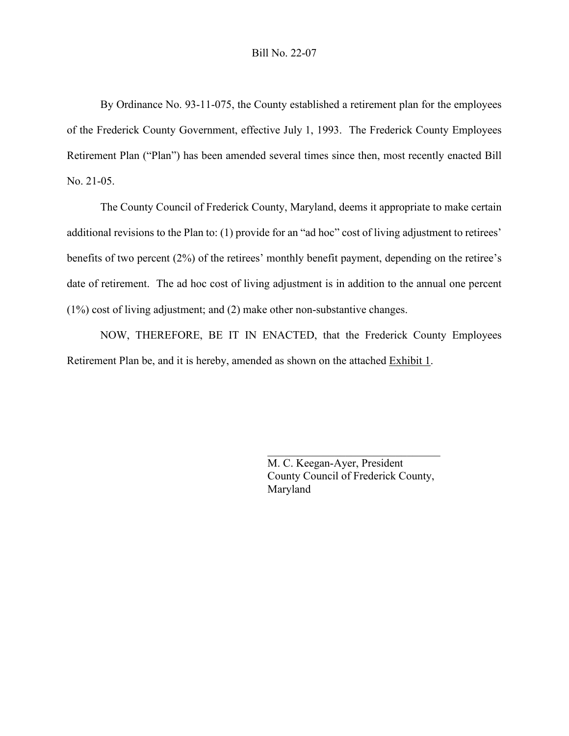Bill No. 22-07

By Ordinance No. 93-11-075, the County established a retirement plan for the employees of the Frederick County Government, effective July 1, 1993. The Frederick County Employees Retirement Plan ("Plan") has been amended several times since then, most recently enacted Bill No. 21-05.

The County Council of Frederick County, Maryland, deems it appropriate to make certain additional revisions to the Plan to: (1) provide for an "ad hoc" cost of living adjustment to retirees' benefits of two percent (2%) of the retirees' monthly benefit payment, depending on the retiree's date of retirement. The ad hoc cost of living adjustment is in addition to the annual one percent (1%) cost of living adjustment; and (2) make other non-substantive changes.

NOW, THEREFORE, BE IT IN ENACTED, that the Frederick County Employees Retirement Plan be, and it is hereby, amended as shown on the attached Exhibit 1.

\_\_\_\_\_\_\_\_\_\_\_\_\_\_\_\_\_\_\_\_\_\_\_\_\_\_\_\_\_\_

M. C. Keegan-Ayer, President
County Council of Frederick County, Maryland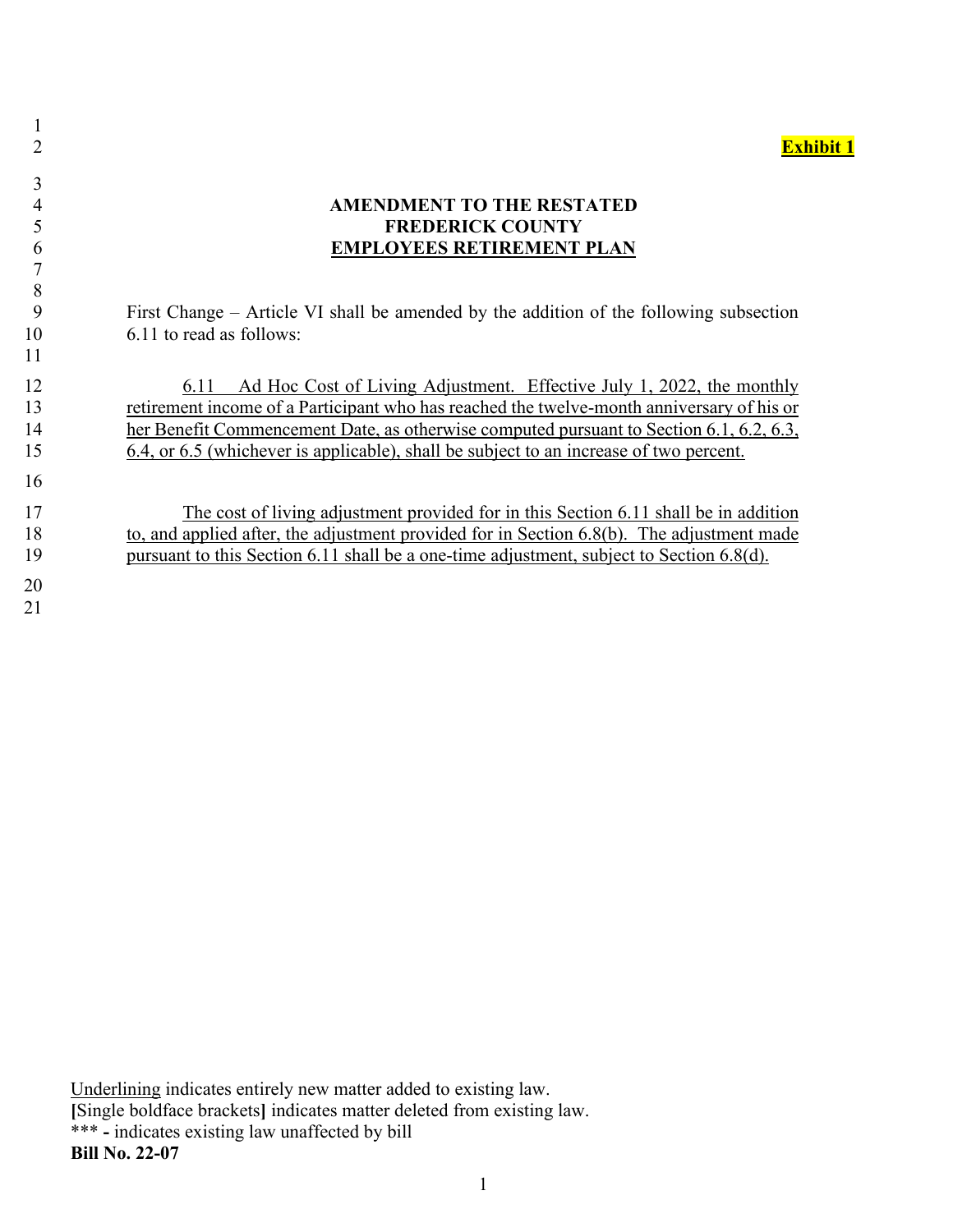**Exhibit 1**

**AMENDMENT TO THE RESTATED**
**FREDERICK COUNTY**
**<u>EMPLOYEES RETIREMENT PLAN</u>**

First Change – Article VI shall be amended by the addition of the following subsection 6.11 to read as follows:

<u>6.11 Ad Hoc Cost of Living Adjustment. Effective July 1, 2022, the monthly retirement income of a Participant who has reached the twelve-month anniversary of his or her Benefit Commencement Date, as otherwise computed pursuant to Section 6.1, 6.2, 6.3, 6.4, or 6.5 (whichever is applicable), shall be subject to an increase of two percent.</u>

<u>The cost of living adjustment provided for in this Section 6.11 shall be in addition to, and applied after, the adjustment provided for in Section 6.8(b). The adjustment made pursuant to this Section 6.11 shall be a one-time adjustment, subject to Section 6.8(d).</u>

<u>Underlining</u> indicates entirely new matter added to existing law.
**[**Single boldface brackets**]** indicates matter deleted from existing law.
*** **-** indicates existing law unaffected by bill
**Bill No. 22-07**